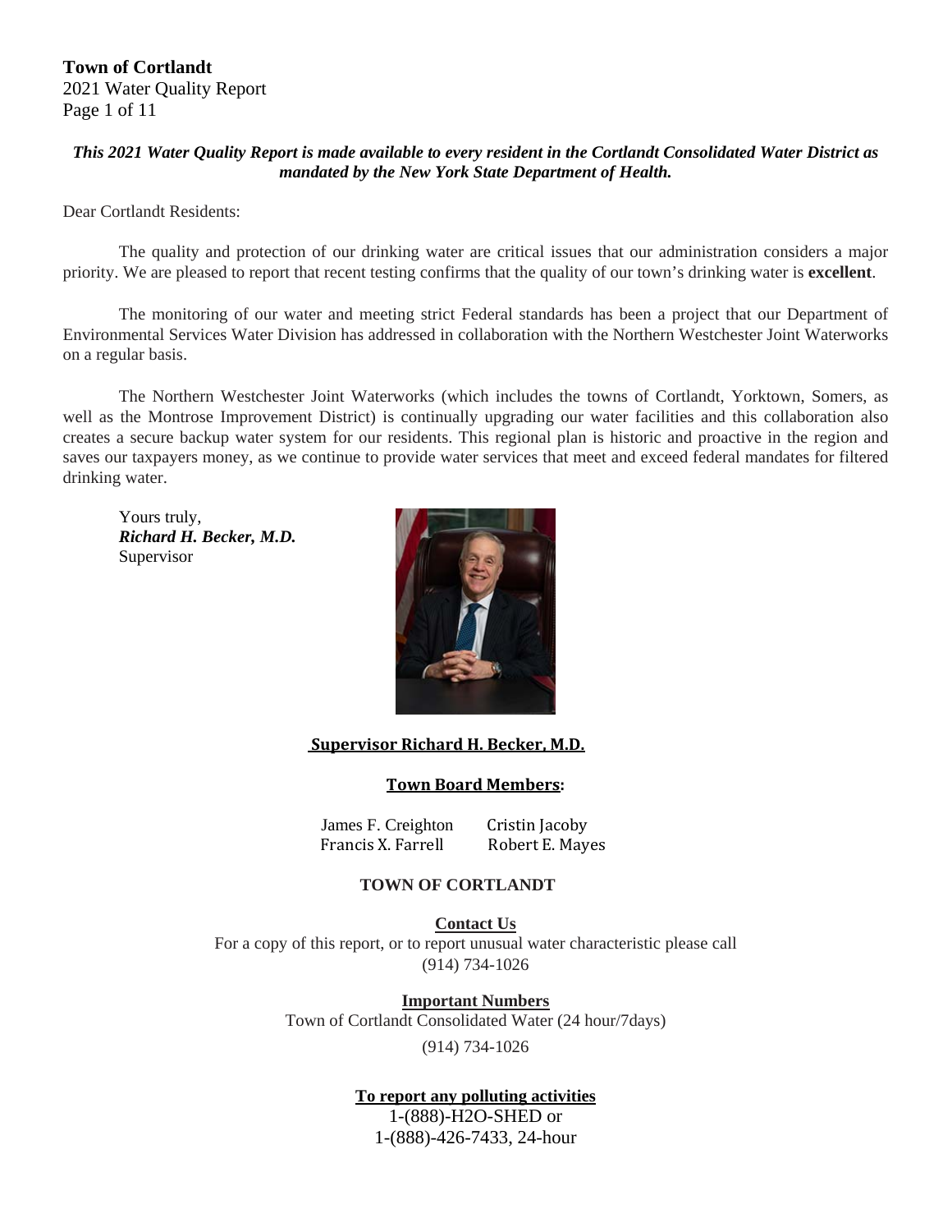**Town of Cortlandt**
2021 Water Quality Report

***This 2021 Water Quality Report is made available to every resident in the Cortlandt Consolidated Water District as mandated by the New York State Department of Health.***

Dear Cortlandt Residents:

The quality and protection of our drinking water are critical issues that our administration considers a major priority. We are pleased to report that recent testing confirms that the quality of our town's drinking water is **excellent**.

The monitoring of our water and meeting strict Federal standards has been a project that our Department of Environmental Services Water Division has addressed in collaboration with the Northern Westchester Joint Waterworks on a regular basis.

The Northern Westchester Joint Waterworks (which includes the towns of Cortlandt, Yorktown, Somers, as well as the Montrose Improvement District) is continually upgrading our water facilities and this collaboration also creates a secure backup water system for our residents. This regional plan is historic and proactive in the region and saves our taxpayers money, as we continue to provide water services that meet and exceed federal mandates for filtered drinking water.

Yours truly,
***Richard H. Becker, M.D.***
Supervisor

**Supervisor Richard H. Becker, M.D.**

**Town Board Members:**

James F. Creighton    Cristin Jacoby
Francis X. Farrell    Robert E. Mayes

**TOWN OF CORTLANDT**

**Contact Us**

For a copy of this report, or to report unusual water characteristic please call
(914) 734-1026

**Important Numbers**

Town of Cortlandt Consolidated Water (24 hour/7days)
(914) 734-1026

**To report any polluting activities**

1-(888)-H2O-SHED or
1-(888)-426-7433, 24-hour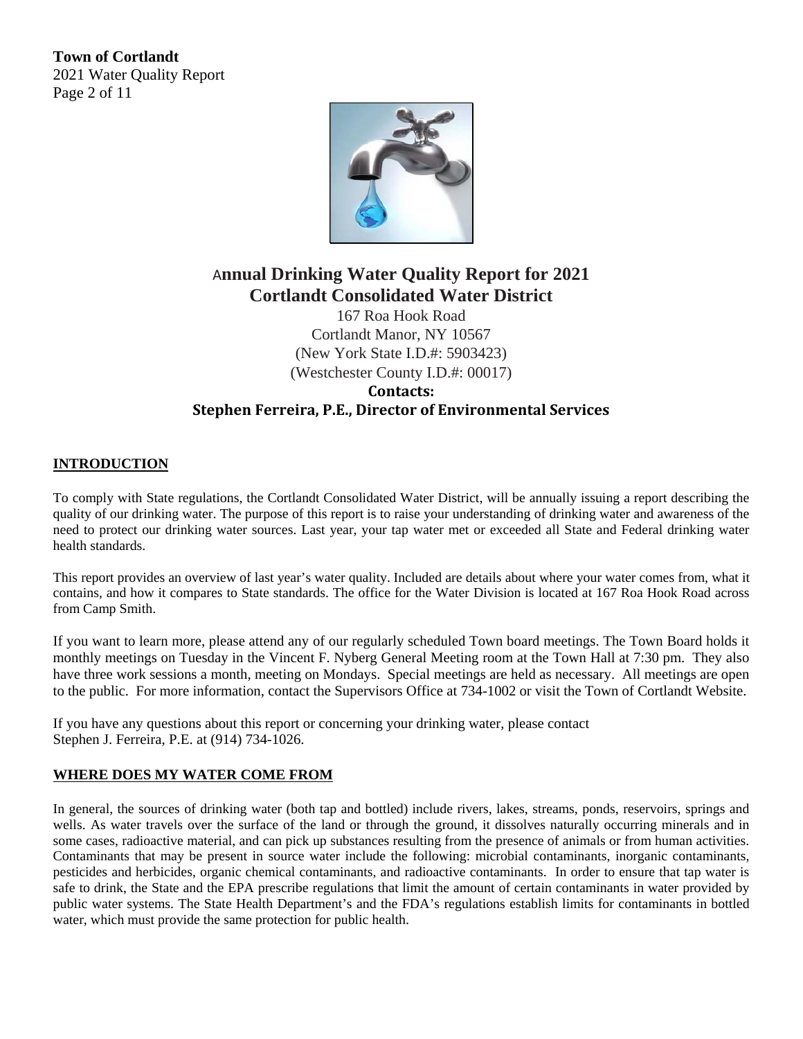# Annual Drinking Water Quality Report for 2021
# Cortlandt Consolidated Water District

167 Roa Hook Road
Cortlandt Manor, NY 10567
(New York State I.D.#: 5903423)
(Westchester County I.D.#: 00017)

**Contacts:**
**Stephen Ferreira, P.E., Director of Environmental Services**

## INTRODUCTION

To comply with State regulations, the Cortlandt Consolidated Water District, will be annually issuing a report describing the quality of our drinking water. The purpose of this report is to raise your understanding of drinking water and awareness of the need to protect our drinking water sources. Last year, your tap water met or exceeded all State and Federal drinking water health standards.

This report provides an overview of last year's water quality. Included are details about where your water comes from, what it contains, and how it compares to State standards. The office for the Water Division is located at 167 Roa Hook Road across from Camp Smith.

If you want to learn more, please attend any of our regularly scheduled Town board meetings. The Town Board holds it monthly meetings on Tuesday in the Vincent F. Nyberg General Meeting room at the Town Hall at 7:30 pm. They also have three work sessions a month, meeting on Mondays. Special meetings are held as necessary. All meetings are open to the public. For more information, contact the Supervisors Office at 734-1002 or visit the Town of Cortlandt Website.

If you have any questions about this report or concerning your drinking water, please contact Stephen J. Ferreira, P.E. at (914) 734-1026.

## WHERE DOES MY WATER COME FROM

In general, the sources of drinking water (both tap and bottled) include rivers, lakes, streams, ponds, reservoirs, springs and wells. As water travels over the surface of the land or through the ground, it dissolves naturally occurring minerals and in some cases, radioactive material, and can pick up substances resulting from the presence of animals or from human activities. Contaminants that may be present in source water include the following: microbial contaminants, inorganic contaminants, pesticides and herbicides, organic chemical contaminants, and radioactive contaminants. In order to ensure that tap water is safe to drink, the State and the EPA prescribe regulations that limit the amount of certain contaminants in water provided by public water systems. The State Health Department's and the FDA's regulations establish limits for contaminants in bottled water, which must provide the same protection for public health.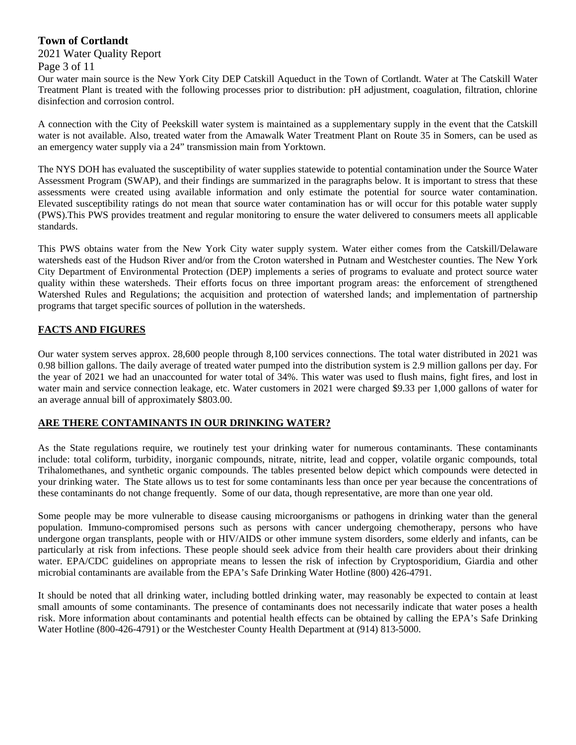Our water main source is the New York City DEP Catskill Aqueduct in the Town of Cortlandt. Water at The Catskill Water Treatment Plant is treated with the following processes prior to distribution: pH adjustment, coagulation, filtration, chlorine disinfection and corrosion control.

A connection with the City of Peekskill water system is maintained as a supplementary supply in the event that the Catskill water is not available. Also, treated water from the Amawalk Water Treatment Plant on Route 35 in Somers, can be used as an emergency water supply via a 24" transmission main from Yorktown.

The NYS DOH has evaluated the susceptibility of water supplies statewide to potential contamination under the Source Water Assessment Program (SWAP), and their findings are summarized in the paragraphs below. It is important to stress that these assessments were created using available information and only estimate the potential for source water contamination. Elevated susceptibility ratings do not mean that source water contamination has or will occur for this potable water supply (PWS).This PWS provides treatment and regular monitoring to ensure the water delivered to consumers meets all applicable standards.

This PWS obtains water from the New York City water supply system. Water either comes from the Catskill/Delaware watersheds east of the Hudson River and/or from the Croton watershed in Putnam and Westchester counties. The New York City Department of Environmental Protection (DEP) implements a series of programs to evaluate and protect source water quality within these watersheds. Their efforts focus on three important program areas: the enforcement of strengthened Watershed Rules and Regulations; the acquisition and protection of watershed lands; and implementation of partnership programs that target specific sources of pollution in the watersheds.

## FACTS AND FIGURES

Our water system serves approx. 28,600 people through 8,100 services connections. The total water distributed in 2021 was 0.98 billion gallons. The daily average of treated water pumped into the distribution system is 2.9 million gallons per day. For the year of 2021 we had an unaccounted for water total of 34%. This water was used to flush mains, fight fires, and lost in water main and service connection leakage, etc. Water customers in 2021 were charged $9.33 per 1,000 gallons of water for an average annual bill of approximately $803.00.

## ARE THERE CONTAMINANTS IN OUR DRINKING WATER?

As the State regulations require, we routinely test your drinking water for numerous contaminants. These contaminants include: total coliform, turbidity, inorganic compounds, nitrate, nitrite, lead and copper, volatile organic compounds, total Trihalomethanes, and synthetic organic compounds. The tables presented below depict which compounds were detected in your drinking water. The State allows us to test for some contaminants less than once per year because the concentrations of these contaminants do not change frequently. Some of our data, though representative, are more than one year old.

Some people may be more vulnerable to disease causing microorganisms or pathogens in drinking water than the general population. Immuno-compromised persons such as persons with cancer undergoing chemotherapy, persons who have undergone organ transplants, people with or HIV/AIDS or other immune system disorders, some elderly and infants, can be particularly at risk from infections. These people should seek advice from their health care providers about their drinking water. EPA/CDC guidelines on appropriate means to lessen the risk of infection by Cryptosporidium, Giardia and other microbial contaminants are available from the EPA's Safe Drinking Water Hotline (800) 426-4791.

It should be noted that all drinking water, including bottled drinking water, may reasonably be expected to contain at least small amounts of some contaminants. The presence of contaminants does not necessarily indicate that water poses a health risk. More information about contaminants and potential health effects can be obtained by calling the EPA's Safe Drinking Water Hotline (800-426-4791) or the Westchester County Health Department at (914) 813-5000.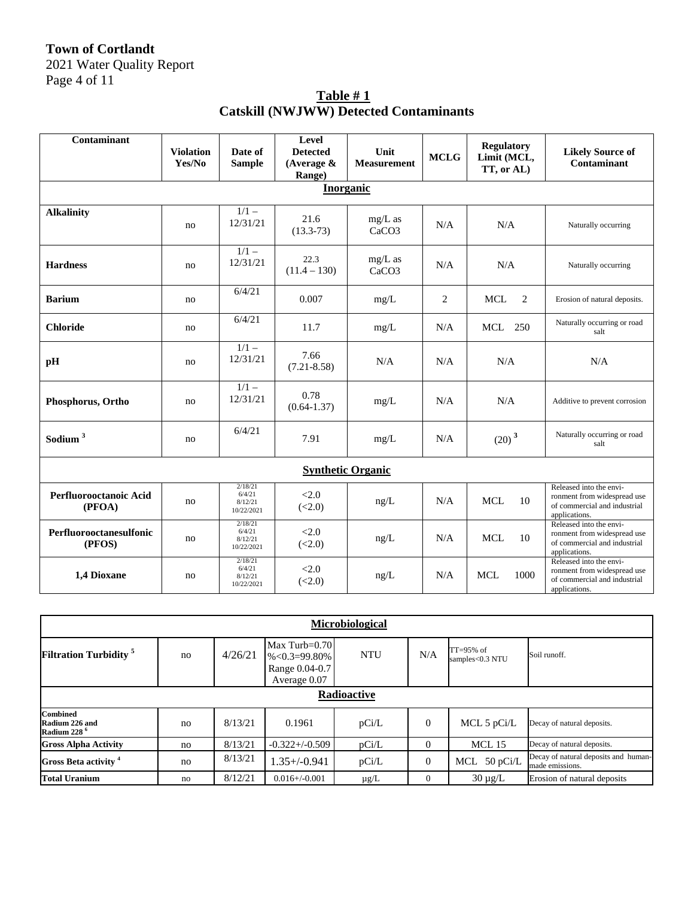**Town of Cortlandt**
2021 Water Quality Report

## Table # 1
## Catskill (NWJWW) Detected Contaminants

| Contaminant | Violation Yes/No | Date of Sample | Level Detected (Average & Range) | Unit Measurement | MCLG | Regulatory Limit (MCL, TT, or AL) | Likely Source of Contaminant |
|---|---|---|---|---|---|---|---|
| **Inorganic** | | | | | | | |
| **Alkalinity** | no | 1/1 – 12/31/21 | 21.6 (13.3-73) | mg/L as $CaCO_3$ | N/A | N/A | Naturally occurring |
| **Hardness** | no | 1/1 – 12/31/21 | 22.3 (11.4 – 130) | mg/L as $CaCO_3$ | N/A | N/A | Naturally occurring |
| **Barium** | no | 6/4/21 | 0.007 | mg/L | 2 | MCL 2 | Erosion of natural deposits. |
| **Chloride** | no | 6/4/21 | 11.7 | mg/L | N/A | MCL 250 | Naturally occurring or road salt |
| **pH** | no | 1/1 – 12/31/21 | 7.66 (7.21-8.58) | N/A | N/A | N/A | N/A |
| **Phosphorus, Ortho** | no | 1/1 – 12/31/21 | 0.78 (0.64-1.37) | mg/L | N/A | N/A | Additive to prevent corrosion |
| **Sodium** [3] | no | 6/4/21 | 7.91 | mg/L | N/A | (20) [3] | Naturally occurring or road salt |
| **Synthetic Organic** | | | | | | | |
| **Perfluorooctanoic Acid (PFOA)** | no | 2/18/21 6/4/21 8/12/21 10/22/2021 | <2.0 (<2.0) | ng/L | N/A | MCL 10 | Released into the environment from widespread use of commercial and industrial applications. |
| **Perfluorooctanesulfonic (PFOS)** | no | 2/18/21 6/4/21 8/12/21 10/22/2021 | <2.0 (<2.0) | ng/L | N/A | MCL 10 | Released into the environment from widespread use of commercial and industrial applications. |
| **1,4 Dioxane** | no | 2/18/21 6/4/21 8/12/21 10/22/2021 | <2.0 (<2.0) | ng/L | N/A | MCL 1000 | Released into the environment from widespread use of commercial and industrial applications. |

| Contaminant | Violation Yes/No | Date of Sample | Level Detected (Average & Range) | Unit Measurement | MCLG | Regulatory Limit (MCL, TT, or AL) | Likely Source of Contaminant |
|---|---|---|---|---|---|---|---|
| **Microbiological** | | | | | | | |
| **Filtration Turbidity** [5] | no | 4/26/21 | Max Turb=0.70 %<0.3=99.80% Range 0.04-0.7 Average 0.07 | NTU | N/A | TT=95% of samples<0.3 NTU | Soil runoff. |
| **Radioactive** | | | | | | | |
| **Combined Radium 226 and Radium 228** [6] | no | 8/13/21 | 0.1961 | pCi/L | 0 | MCL 5 pCi/L | Decay of natural deposits. |
| **Gross Alpha Activity** | no | 8/13/21 | -0.322+/-0.509 | pCi/L | 0 | MCL 15 | Decay of natural deposits. |
| **Gross Beta activity** [4] | no | 8/13/21 | 1.35+/-0.941 | pCi/L | 0 | MCL 50 pCi/L | Decay of natural deposits and human-made emissions. |
| **Total Uranium** | no | 8/12/21 | 0.016+/-0.001 | µg/L | 0 | 30 µg/L | Erosion of natural deposits |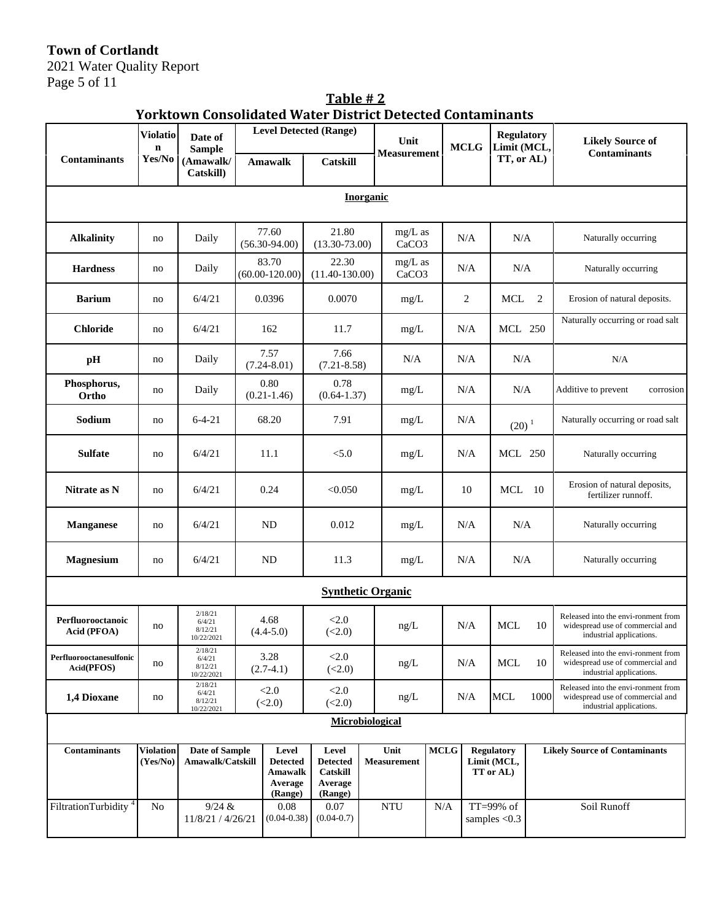**Town of Cortlandt**
2021 Water Quality Report

## Table # 2
## Yorktown Consolidated Water District Detected Contaminants

| Contaminants | Violation Yes/No | Date of Sample (Amawalk/ Catskill) | Level Detected (Range) Amawalk | Level Detected (Range) Catskill | Unit Measurement | MCLG | Regulatory Limit (MCL, TT, or AL) | Likely Source of Contaminants |
|---|---|---|---|---|---|---|---|---|
| **Inorganic** | | | | | | | | |
| **Alkalinity** | no | Daily | 77.60 (56.30-94.00) | 21.80 (13.30-73.00) | mg/L as $CaCO_3$ | N/A | N/A | Naturally occurring |
| **Hardness** | no | Daily | 83.70 (60.00-120.00) | 22.30 (11.40-130.00) | mg/L as $CaCO_3$ | N/A | N/A | Naturally occurring |
| **Barium** | no | 6/4/21 | 0.0396 | 0.0070 | mg/L | 2 | MCL 2 | Erosion of natural deposits. |
| **Chloride** | no | 6/4/21 | 162 | 11.7 | mg/L | N/A | MCL 250 | Naturally occurring or road salt |
| **pH** | no | Daily | 7.57 (7.24-8.01) | 7.66 (7.21-8.58) | N/A | N/A | N/A | N/A |
| **Phosphorus, Ortho** | no | Daily | 0.80 (0.21-1.46) | 0.78 (0.64-1.37) | mg/L | N/A | N/A | Additive to prevent corrosion |
| **Sodium** | no | 6-4-21 | 68.20 | 7.91 | mg/L | N/A | (20) [1] | Naturally occurring or road salt |
| **Sulfate** | no | 6/4/21 | 11.1 | <5.0 | mg/L | N/A | MCL 250 | Naturally occurring |
| **Nitrate as N** | no | 6/4/21 | 0.24 | <0.050 | mg/L | 10 | MCL 10 | Erosion of natural deposits, fertilizer runnoff. |
| **Manganese** | no | 6/4/21 | ND | 0.012 | mg/L | N/A | N/A | Naturally occurring |
| **Magnesium** | no | 6/4/21 | ND | 11.3 | mg/L | N/A | N/A | Naturally occurring |
| **Synthetic Organic** | | | | | | | | |
| **Perfluorooctanoic Acid (PFOA)** | no | 2/18/21 6/4/21 8/12/21 10/22/2021 | 4.68 (4.4-5.0) | <2.0 (<2.0) | ng/L | N/A | MCL 10 | Released into the envi-ronment from widespread use of commercial and industrial applications. |
| **Perfluorooctanesulfonic Acid(PFOS)** | no | 2/18/21 6/4/21 8/12/21 10/22/2021 | 3.28 (2.7-4.1) | <2.0 (<2.0) | ng/L | N/A | MCL 10 | Released into the envi-ronment from widespread use of commercial and industrial applications. |
| **1,4 Dioxane** | no | 2/18/21 6/4/21 8/12/21 10/22/2021 | <2.0 (<2.0) | <2.0 (<2.0) | ng/L | N/A | MCL 1000 | Released into the envi-ronment from widespread use of commercial and industrial applications. |

**Microbiological**

| Contaminants | Violation (Yes/No) | Date of Sample Amawalk/Catskill | Level Detected Amawalk Average (Range) | Level Detected Catskill Average (Range) | Unit Measurement | MCLG | Regulatory Limit (MCL, TT or AL) | Likely Source of Contaminants |
|---|---|---|---|---|---|---|---|---|
| FiltrationTurbidity [4] | No | 9/24 & 11/8/21 / 4/26/21 | 0.08 (0.04-0.38) | 0.07 (0.04-0.7) | NTU | N/A | TT=99% of samples <0.3 | Soil Runoff |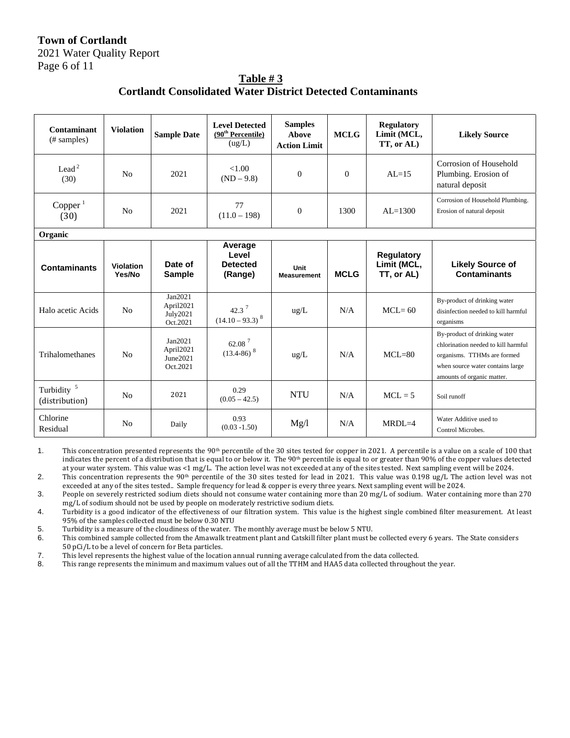**Town of Cortlandt**
2021 Water Quality Report

## Table # 3
## Cortlandt Consolidated Water District Detected Contaminants

| Contaminant (# samples) | Violation | Sample Date | Level Detected (90th Percentile) (ug/L) | Samples Above Action Limit | MCLG | Regulatory Limit (MCL, TT, or AL) | Likely Source |
|---|---|---|---|---|---|---|---|
| Lead [2] (30) | No | 2021 | <1.00 (ND – 9.8) | 0 | 0 | AL=15 | Corrosion of Household Plumbing. Erosion of natural deposit |
| Copper [1] (30) | No | 2021 | 77 (11.0 – 198) | 0 | 1300 | AL=1300 | Corrosion of Household Plumbing. Erosion of natural deposit |
| **Organic** | | | | | | | |
| **Contaminants** | **Violation Yes/No** | **Date of Sample** | **Average Level Detected (Range)** | **Unit Measurement** | **MCLG** | **Regulatory Limit (MCL, TT, or AL)** | **Likely Source of Contaminants** |
| Halo acetic Acids | No | Jan2021 April2021 July2021 Oct.2021 | 42.3 [7] (14.10 – 93.3) [8] | ug/L | N/A | MCL= 60 | By-product of drinking water disinfection needed to kill harmful organisms |
| Trihalomethanes | No | Jan2021 April2021 June2021 Oct.2021 | 62.08 [7] (13.4-86) [8] | ug/L | N/A | MCL=80 | By-product of drinking water chlorination needed to kill harmful organisms. TTHMs are formed when source water contains large amounts of organic matter. |
| Turbidity [5] (distribution) | No | 2021 | 0.29 (0.05 – 42.5) | NTU | N/A | MCL = 5 | Soil runoff |
| Chlorine Residual | No | Daily | 0.93 (0.03 -1.50) | Mg/l | N/A | MRDL=4 | Water Additive used to Control Microbes. |

1. This concentration presented represents the 90th percentile of the 30 sites tested for copper in 2021. A percentile is a value on a scale of 100 that indicates the percent of a distribution that is equal to or below it. The 90th percentile is equal to or greater than 90% of the copper values detected at your water system. This value was <1 mg/L. The action level was not exceeded at any of the sites tested. Next sampling event will be 2024.
2. This concentration represents the 90th percentile of the 30 sites tested for lead in 2021. This value was 0.198 ug/L The action level was not exceeded at any of the sites tested.. Sample frequency for lead & copper is every three years. Next sampling event will be 2024.
3. People on severely restricted sodium diets should not consume water containing more than 20 mg/L of sodium. Water containing more than 270 mg/L of sodium should not be used by people on moderately restrictive sodium diets.
4. Turbidity is a good indicator of the effectiveness of our filtration system. This value is the highest single combined filter measurement. At least 95% of the samples collected must be below 0.30 NTU
5. Turbidity is a measure of the cloudiness of the water. The monthly average must be below 5 NTU.
6. This combined sample collected from the Amawalk treatment plant and Catskill filter plant must be collected every 6 years. The State considers 50 pCi/L to be a level of concern for Beta particles.
7. This level represents the highest value of the location annual running average calculated from the data collected.
8. This range represents the minimum and maximum values out of all the TTHM and HAA5 data collected throughout the year.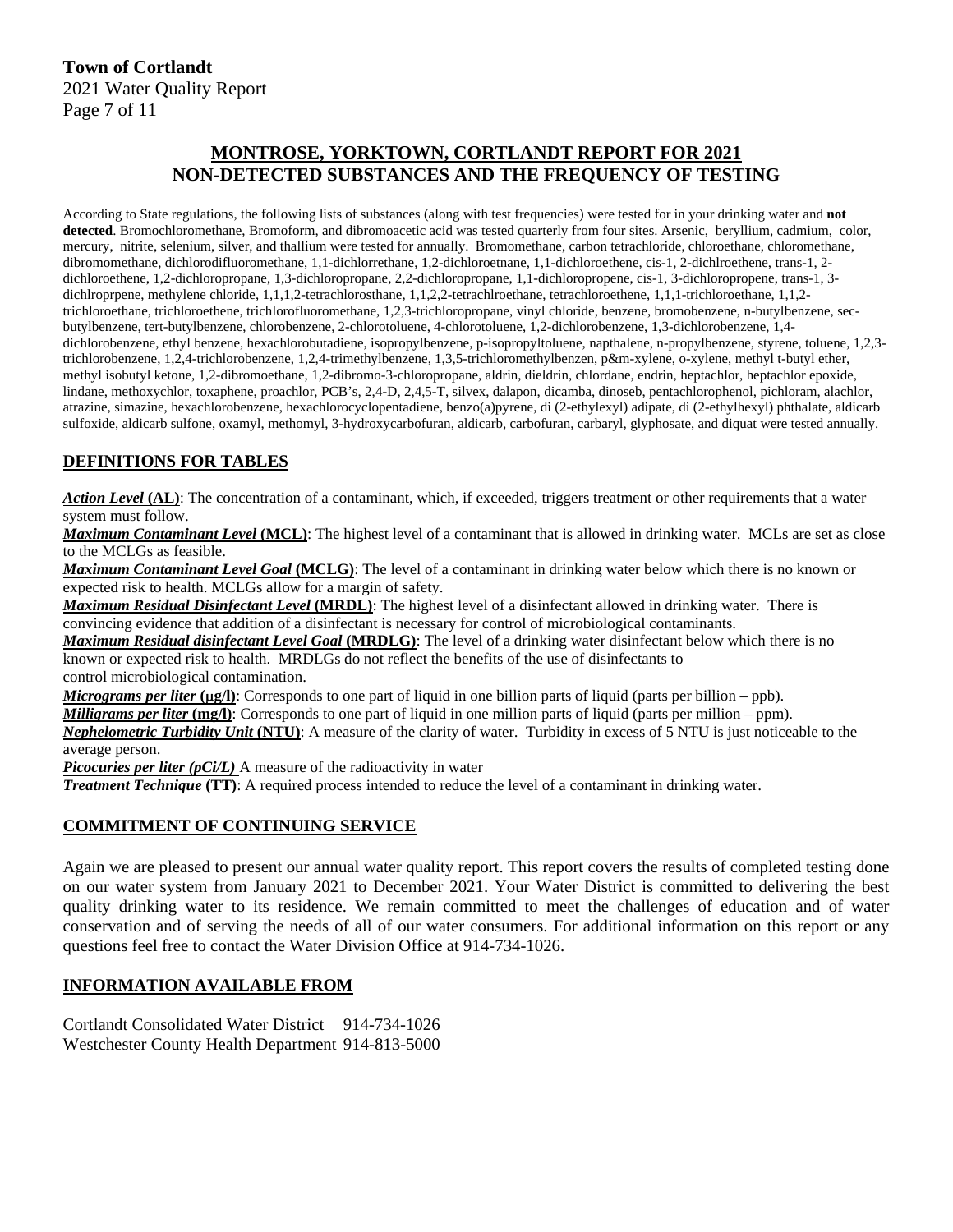## MONTROSE, YORKTOWN, CORTLANDT REPORT FOR 2021
## NON-DETECTED SUBSTANCES AND THE FREQUENCY OF TESTING

According to State regulations, the following lists of substances (along with test frequencies) were tested for in your drinking water and **not detected**. Bromochloromethane, Bromoform, and dibromoacetic acid was tested quarterly from four sites. Arsenic, beryllium, cadmium, color, mercury, nitrite, selenium, silver, and thallium were tested for annually. Bromomethane, carbon tetrachloride, chloroethane, chloromethane, dibromomethane, dichlorodifluoromethane, 1,1-dichlorrethane, 1,2-dichloroetnane, 1,1-dichloroethene, cis-1, 2-dichlroethene, trans-1, 2-dichloroethene, 1,2-dichloropropane, 1,3-dichloropropane, 2,2-dichloropropane, 1,1-dichloropropene, cis-1, 3-dichloropropene, trans-1, 3-dichlroprpene, methylene chloride, 1,1,1,2-tetrachlorosthane, 1,1,2,2-tetrachlroethane, tetrachloroethene, 1,1,1-trichloroethane, 1,1,2-trichloroethane, trichloroethene, trichlorofluoromethane, 1,2,3-trichloropropane, vinyl chloride, benzene, bromobenzene, n-butylbenzene, sec-butylbenzene, tert-butylbenzene, chlorobenzene, 2-chlorotoluene, 4-chlorotoluene, 1,2-dichlorobenzene, 1,3-dichlorobenzene, 1,4-dichlorobenzene, ethyl benzene, hexachlorobutadiene, isopropylbenzene, p-isopropyltoluene, napthalene, n-propylbenzene, styrene, toluene, 1,2,3-trichlorobenzene, 1,2,4-trichlorobenzene, 1,2,4-trimethylbenzene, 1,3,5-trichloromethylbenzen, p&m-xylene, o-xylene, methyl t-butyl ether, methyl isobutyl ketone, 1,2-dibromoethane, 1,2-dibromo-3-chloropropane, aldrin, dieldrin, chlordane, endrin, heptachlor, heptachlor epoxide, lindane, methoxychlor, toxaphene, proachlor, PCB's, 2,4-D, 2,4,5-T, silvex, dalapon, dicamba, dinoseb, pentachlorophenol, pichloram, alachlor, atrazine, simazine, hexachlorobenzene, hexachlorocyclopentadiene, benzo(a)pyrene, di (2-ethylexyl) adipate, di (2-ethylhexyl) phthalate, aldicarb sulfoxide, aldicarb sulfone, oxamyl, methomyl, 3-hydroxycarbofuran, aldicarb, carbofuran, carbaryl, glyphosate, and diquat were tested annually.

### DEFINITIONS FOR TABLES

***Action Level* (AL)**: The concentration of a contaminant, which, if exceeded, triggers treatment or other requirements that a water system must follow.
***Maximum Contaminant Level* (MCL)**: The highest level of a contaminant that is allowed in drinking water. MCLs are set as close to the MCLGs as feasible.
***Maximum Contaminant Level Goal* (MCLG)**: The level of a contaminant in drinking water below which there is no known or expected risk to health. MCLGs allow for a margin of safety.
***Maximum Residual Disinfectant Level* (MRDL)**: The highest level of a disinfectant allowed in drinking water. There is convincing evidence that addition of a disinfectant is necessary for control of microbiological contaminants.
***Maximum Residual disinfectant Level Goal* (MRDLG)**: The level of a drinking water disinfectant below which there is no known or expected risk to health. MRDLGs do not reflect the benefits of the use of disinfectants to control microbiological contamination.
***Micrograms per liter* (μg/l)**: Corresponds to one part of liquid in one billion parts of liquid (parts per billion – ppb).
***Milligrams per liter* (mg/l)**: Corresponds to one part of liquid in one million parts of liquid (parts per million – ppm).
***Nephelometric Turbidity Unit* (NTU)**: A measure of the clarity of water. Turbidity in excess of 5 NTU is just noticeable to the average person.
***Picocuries per liter (pCi/L)*** A measure of the radioactivity in water
***Treatment Technique* (TT)**: A required process intended to reduce the level of a contaminant in drinking water.

### COMMITMENT OF CONTINUING SERVICE

Again we are pleased to present our annual water quality report. This report covers the results of completed testing done on our water system from January 2021 to December 2021. Your Water District is committed to delivering the best quality drinking water to its residence. We remain committed to meet the challenges of education and of water conservation and of serving the needs of all of our water consumers. For additional information on this report or any questions feel free to contact the Water Division Office at 914-734-1026.

### INFORMATION AVAILABLE FROM

Cortlandt Consolidated Water District 914-734-1026
Westchester County Health Department 914-813-5000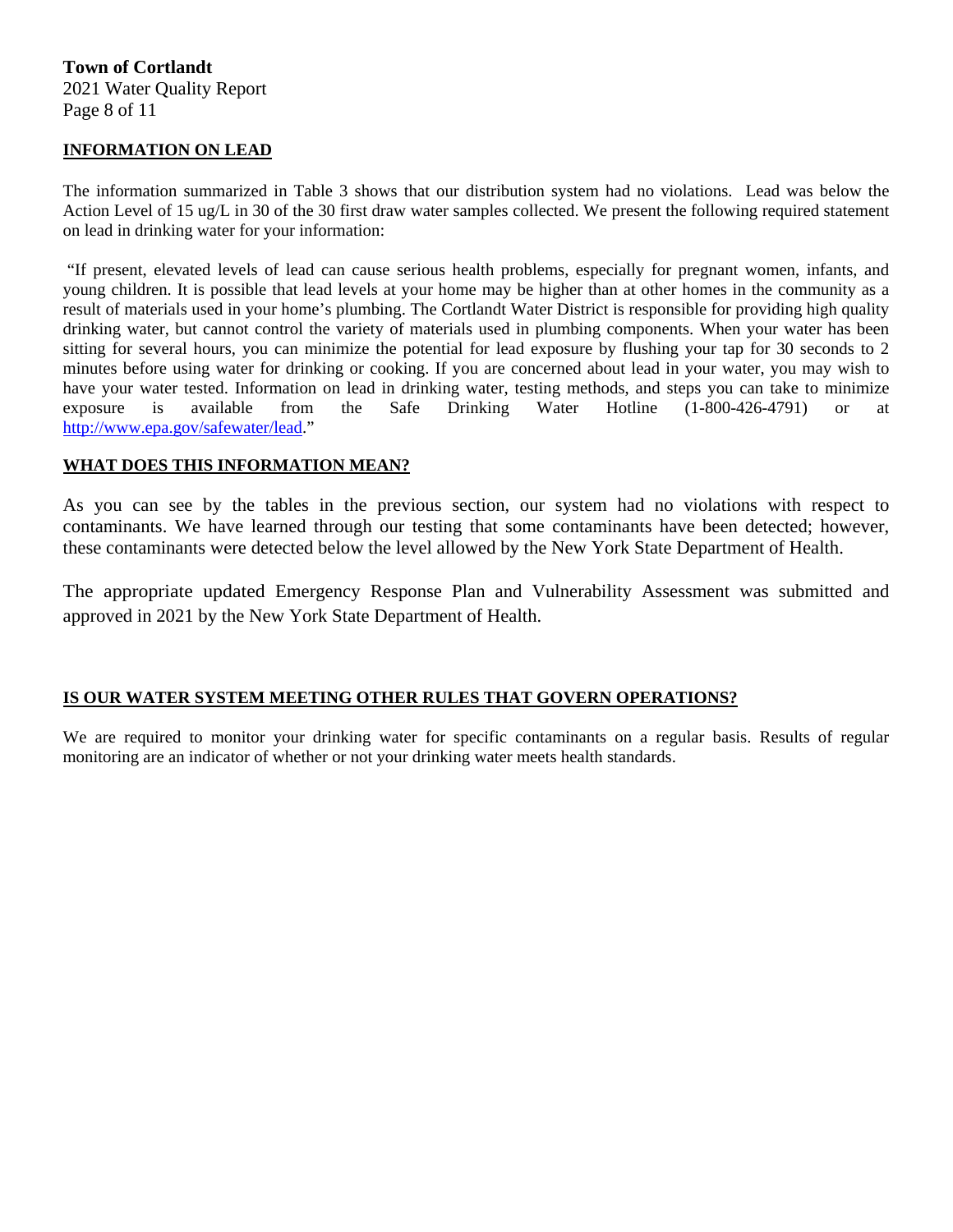## INFORMATION ON LEAD

The information summarized in Table 3 shows that our distribution system had no violations. Lead was below the Action Level of 15 ug/L in 30 of the 30 first draw water samples collected. We present the following required statement on lead in drinking water for your information:

"If present, elevated levels of lead can cause serious health problems, especially for pregnant women, infants, and young children. It is possible that lead levels at your home may be higher than at other homes in the community as a result of materials used in your home's plumbing. The Cortlandt Water District is responsible for providing high quality drinking water, but cannot control the variety of materials used in plumbing components. When your water has been sitting for several hours, you can minimize the potential for lead exposure by flushing your tap for 30 seconds to 2 minutes before using water for drinking or cooking. If you are concerned about lead in your water, you may wish to have your water tested. Information on lead in drinking water, testing methods, and steps you can take to minimize exposure is available from the Safe Drinking Water Hotline (1-800-426-4791) or at http://www.epa.gov/safewater/lead."

## WHAT DOES THIS INFORMATION MEAN?

As you can see by the tables in the previous section, our system had no violations with respect to contaminants. We have learned through our testing that some contaminants have been detected; however, these contaminants were detected below the level allowed by the New York State Department of Health.

The appropriate updated Emergency Response Plan and Vulnerability Assessment was submitted and approved in 2021 by the New York State Department of Health.

## IS OUR WATER SYSTEM MEETING OTHER RULES THAT GOVERN OPERATIONS?

We are required to monitor your drinking water for specific contaminants on a regular basis. Results of regular monitoring are an indicator of whether or not your drinking water meets health standards.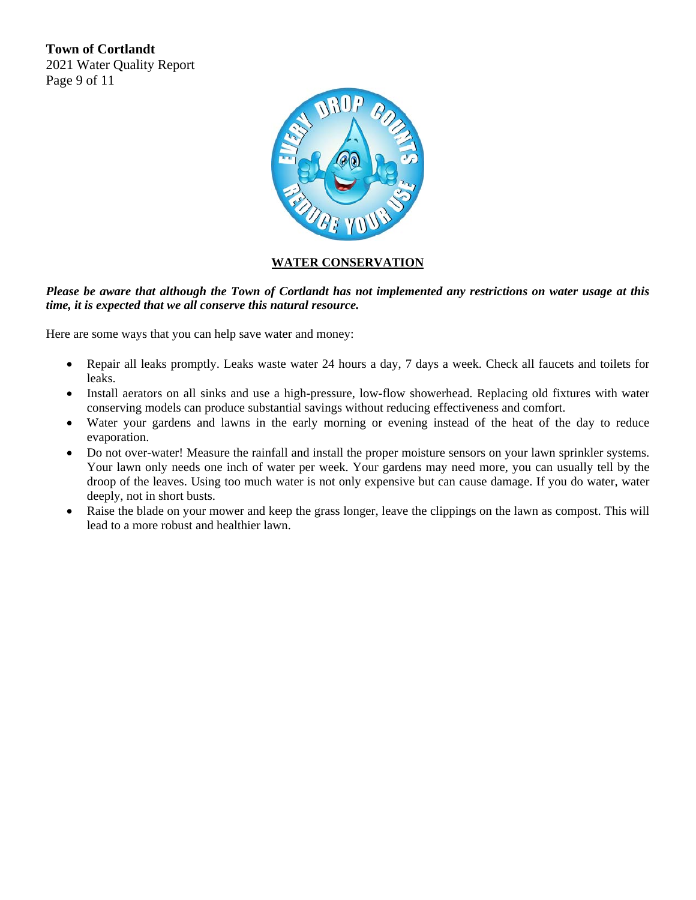## WATER CONSERVATION

***Please be aware that although the Town of Cortlandt has not implemented any restrictions on water usage at this time, it is expected that we all conserve this natural resource.***

Here are some ways that you can help save water and money:

- Repair all leaks promptly. Leaks waste water 24 hours a day, 7 days a week. Check all faucets and toilets for leaks.
- Install aerators on all sinks and use a high-pressure, low-flow showerhead. Replacing old fixtures with water conserving models can produce substantial savings without reducing effectiveness and comfort.
- Water your gardens and lawns in the early morning or evening instead of the heat of the day to reduce evaporation.
- Do not over-water! Measure the rainfall and install the proper moisture sensors on your lawn sprinkler systems. Your lawn only needs one inch of water per week. Your gardens may need more, you can usually tell by the droop of the leaves. Using too much water is not only expensive but can cause damage. If you do water, water deeply, not in short busts.
- Raise the blade on your mower and keep the grass longer, leave the clippings on the lawn as compost. This will lead to a more robust and healthier lawn.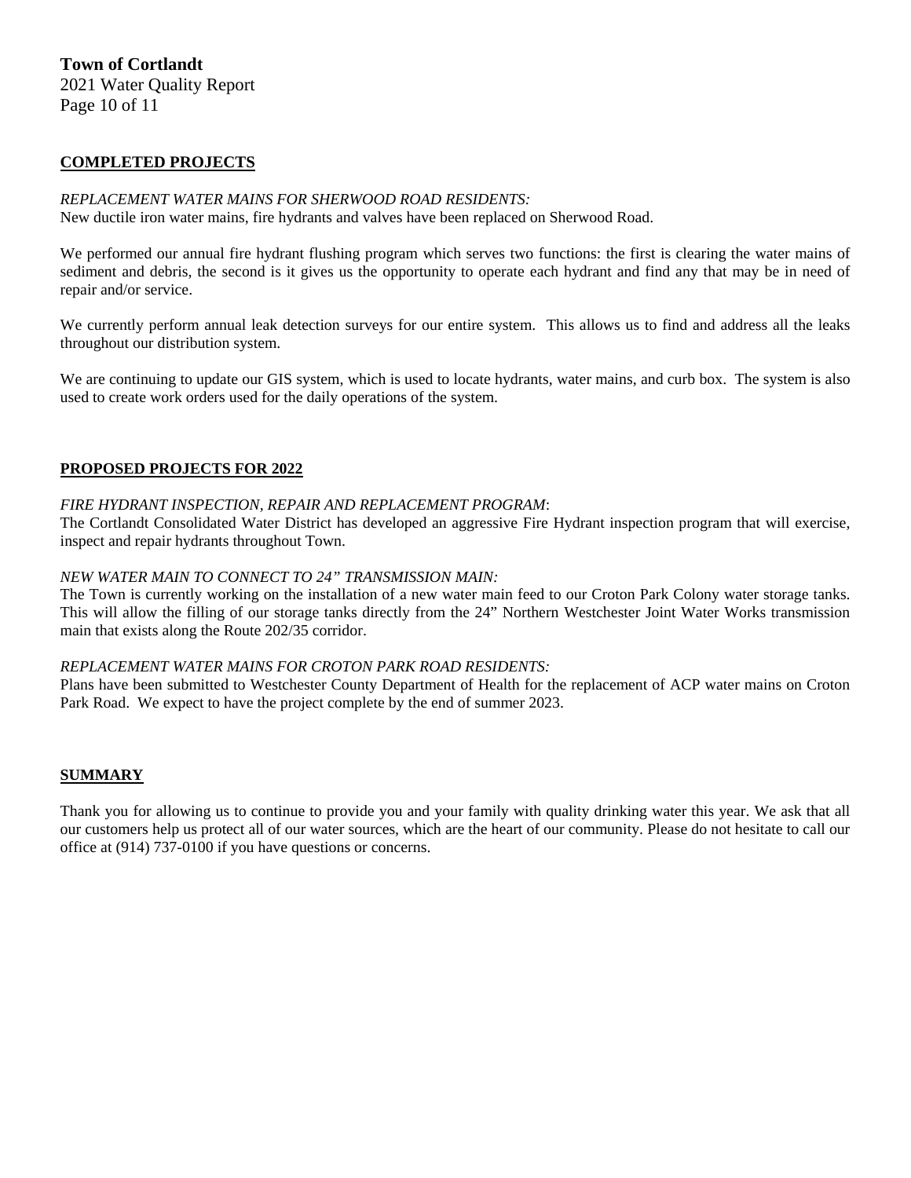## COMPLETED PROJECTS

*REPLACEMENT WATER MAINS FOR SHERWOOD ROAD RESIDENTS:*
New ductile iron water mains, fire hydrants and valves have been replaced on Sherwood Road.

We performed our annual fire hydrant flushing program which serves two functions: the first is clearing the water mains of sediment and debris, the second is it gives us the opportunity to operate each hydrant and find any that may be in need of repair and/or service.

We currently perform annual leak detection surveys for our entire system. This allows us to find and address all the leaks throughout our distribution system.

We are continuing to update our GIS system, which is used to locate hydrants, water mains, and curb box. The system is also used to create work orders used for the daily operations of the system.

## PROPOSED PROJECTS FOR 2022

*FIRE HYDRANT INSPECTION, REPAIR AND REPLACEMENT PROGRAM*:
The Cortlandt Consolidated Water District has developed an aggressive Fire Hydrant inspection program that will exercise, inspect and repair hydrants throughout Town.

*NEW WATER MAIN TO CONNECT TO 24" TRANSMISSION MAIN:*
The Town is currently working on the installation of a new water main feed to our Croton Park Colony water storage tanks. This will allow the filling of our storage tanks directly from the 24" Northern Westchester Joint Water Works transmission main that exists along the Route 202/35 corridor.

*REPLACEMENT WATER MAINS FOR CROTON PARK ROAD RESIDENTS:*
Plans have been submitted to Westchester County Department of Health for the replacement of ACP water mains on Croton Park Road. We expect to have the project complete by the end of summer 2023.

## SUMMARY

Thank you for allowing us to continue to provide you and your family with quality drinking water this year. We ask that all our customers help us protect all of our water sources, which are the heart of our community. Please do not hesitate to call our office at (914) 737-0100 if you have questions or concerns.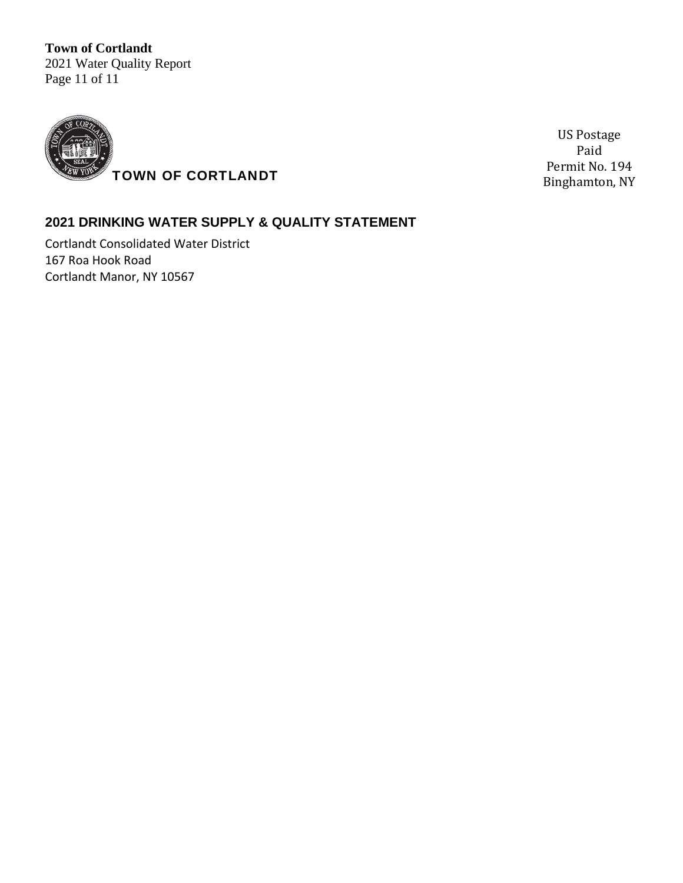TOWN OF CORTLANDT

US Postage
Paid
Permit No. 194
Binghamton, NY

## 2021 DRINKING WATER SUPPLY & QUALITY STATEMENT

Cortlandt Consolidated Water District
167 Roa Hook Road
Cortlandt Manor, NY 10567